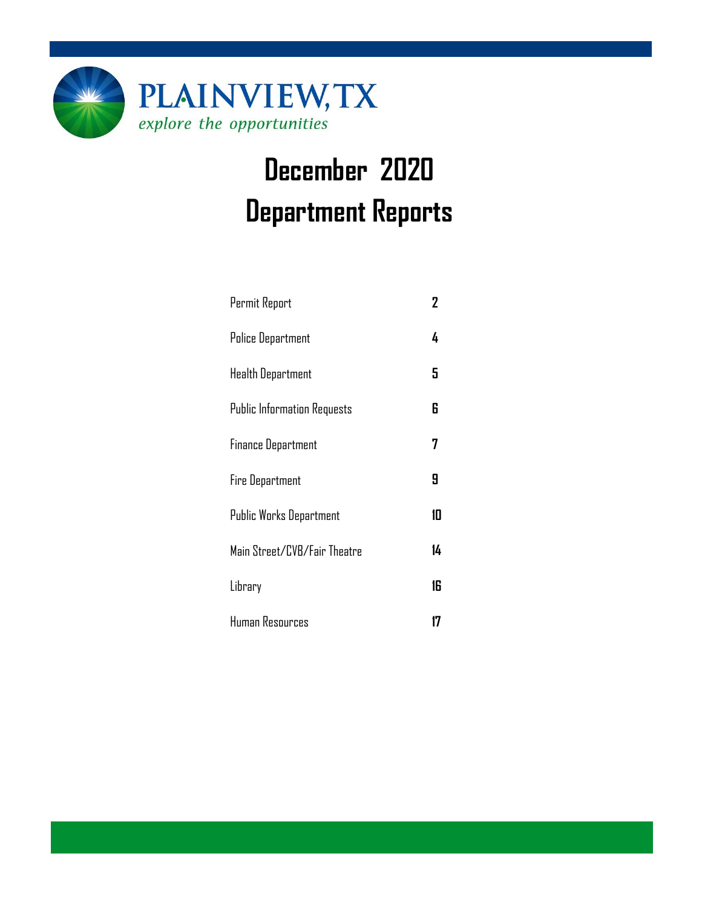PLAINVIEW, TX

*explore the opportunities*

# December 2020
# Department Reports

| | |
|---|---|
| Permit Report | 2 |
| Police Department | 4 |
| Health Department | 5 |
| Public Information Requests | 6 |
| Finance Department | 7 |
| Fire Department | 9 |
| Public Works Department | 10 |
| Main Street/CVB/Fair Theatre | 14 |
| Library | 16 |
| Human Resources | 17 |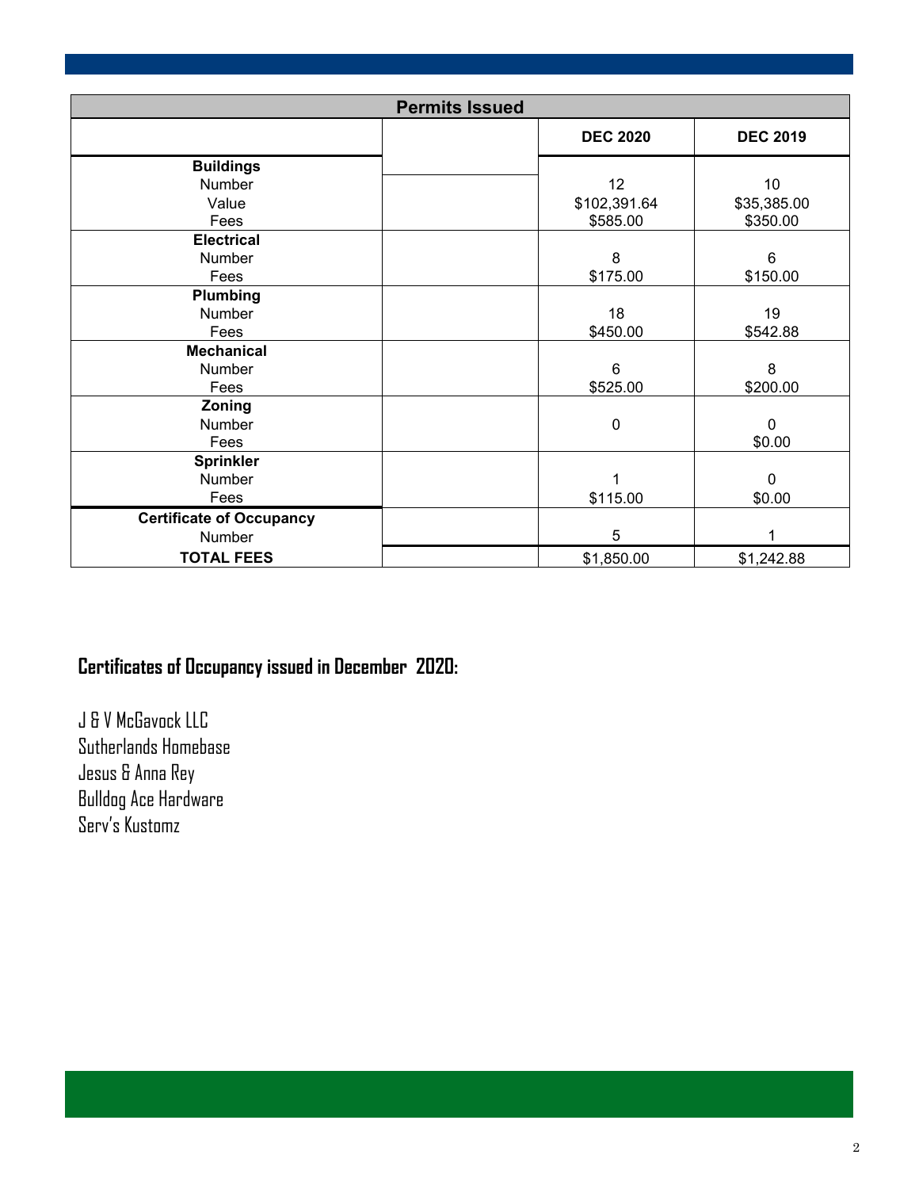| Permits Issued | | DEC 2020 | DEC 2019 |
|---|---|---|---|
| **Buildings** | | | |
| Number | | 12 | 10 |
| Value | | $102,391.64 | $35,385.00 |
| Fees | | $585.00 | $350.00 |
| **Electrical** | | | |
| Number | | 8 | 6 |
| Fees | | $175.00 | $150.00 |
| **Plumbing** | | | |
| Number | | 18 | 19 |
| Fees | | $450.00 | $542.88 |
| **Mechanical** | | | |
| Number | | 6 | 8 |
| Fees | | $525.00 | $200.00 |
| **Zoning** | | | |
| Number | | 0 | 0 |
| Fees | | | $0.00 |
| **Sprinkler** | | | |
| Number | | 1 | 0 |
| Fees | | $115.00 | $0.00 |
| **Certificate of Occupancy** | | | |
| Number | | 5 | 1 |
| **TOTAL FEES** | | $1,850.00 | $1,242.88 |

## Certificates of Occupancy issued in December 2020:

J & V McGavock LLC
Sutherlands Homebase
Jesus & Anna Rey
Bulldog Ace Hardware
Serv's Kustomz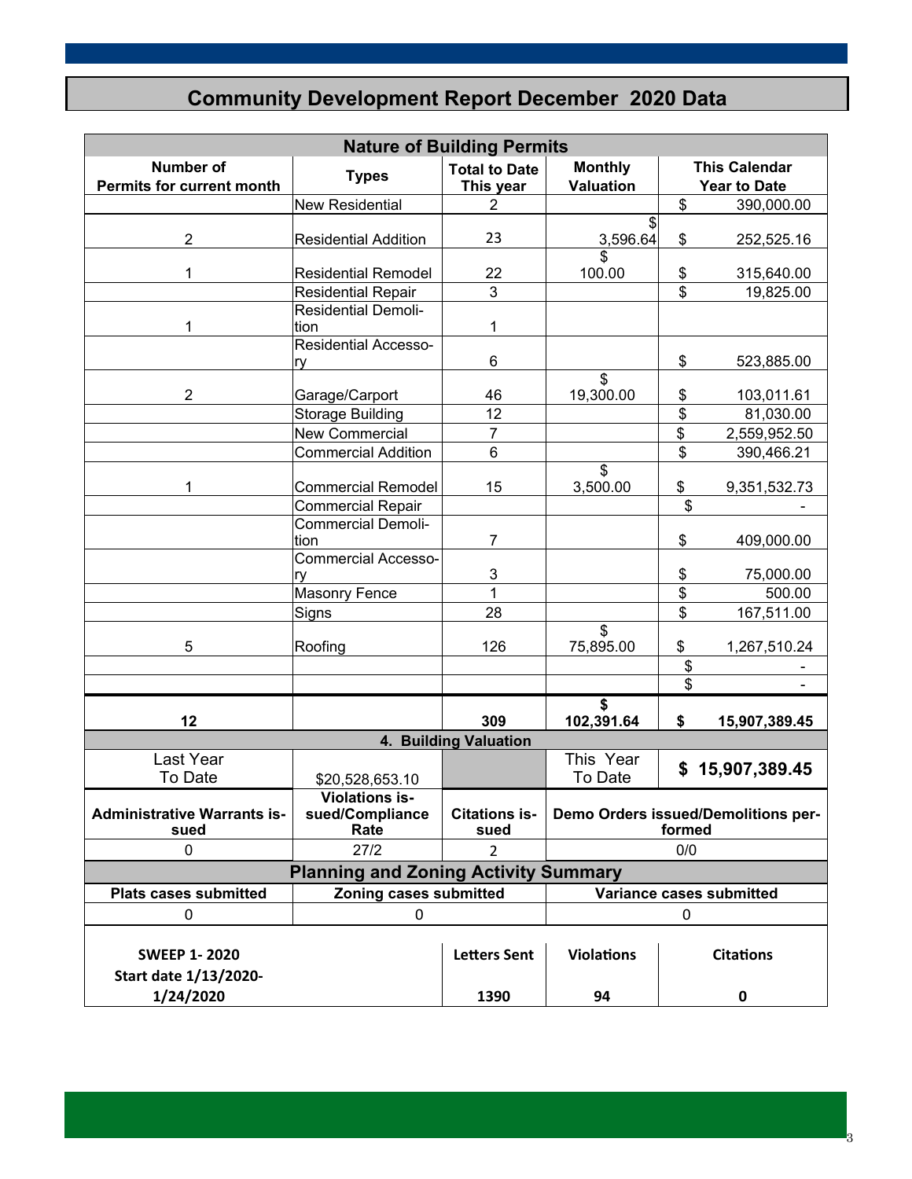# Community Development Report December 2020 Data

| Nature of Building Permits | | | | |
|---|---|---|---|---|
| **Number of Permits for current month** | **Types** | **Total to Date This year** | **Monthly Valuation** | **This Calendar Year to Date** |
| | New Residential | 2 | | $ 390,000.00 |
| 2 | Residential Addition | 23 | $ 3,596.64 | $ 252,525.16 |
| 1 | Residential Remodel | 22 | $ 100.00 | $ 315,640.00 |
| | Residential Repair | 3 | | $ 19,825.00 |
| 1 | Residential Demolition | 1 | | |
| | Residential Accessory | 6 | | $ 523,885.00 |
| 2 | Garage/Carport | 46 | $ 19,300.00 | $ 103,011.61 |
| | Storage Building | 12 | | $ 81,030.00 |
| | New Commercial | 7 | | $ 2,559,952.50 |
| | Commercial Addition | 6 | | $ 390,466.21 |
| 1 | Commercial Remodel | 15 | $ 3,500.00 | $ 9,351,532.73 |
| | Commercial Repair | | | $ - |
| | Commercial Demolition | 7 | | $ 409,000.00 |
| | Commercial Accessory | 3 | | $ 75,000.00 |
| | Masonry Fence | 1 | | $ 500.00 |
| | Signs | 28 | | $ 167,511.00 |
| 5 | Roofing | 126 | $ 75,895.00 | $ 1,267,510.24 |
| | | | | $ - |
| | | | | $ - |
| **12** | | **309** | **$ 102,391.64** | **$ 15,907,389.45** |

| 4. Building Valuation | | | | |
|---|---|---|---|---|
| Last Year To Date | $20,528,653.10 | | This Year To Date | **$ 15,907,389.45** |
| **Administrative Warrants issued** | **Violations issued/Compliance Rate** | **Citations issued** | **Demo Orders issued/Demolitions performed** | |
| 0 | 27/2 | 2 | 0/0 | |

| Planning and Zoning Activity Summary | | |
|---|---|---|
| **Plats cases submitted** | **Zoning cases submitted** | **Variance cases submitted** |
| 0 | 0 | 0 |

| **SWEEP 1- 2020 Start date 1/13/2020-1/24/2020** | **Letters Sent** | **Violations** | **Citations** |
|---|---|---|---|
| | **1390** | **94** | **0** |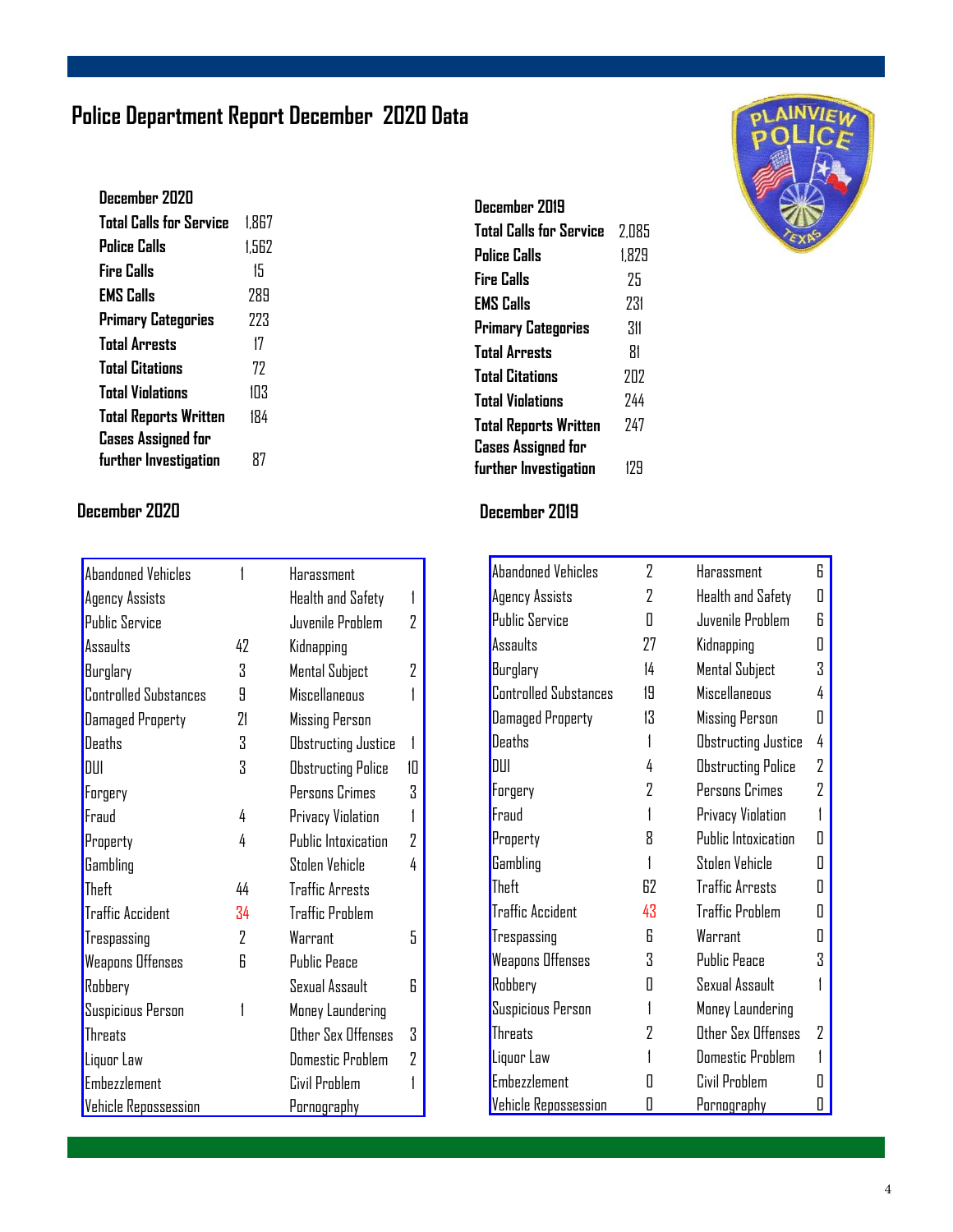# Police Department Report December 2020 Data

| December 2020 | |
|---|---|
| Total Calls for Service | 1,867 |
| Police Calls | 1,562 |
| Fire Calls | 15 |
| EMS Calls | 289 |
| Primary Categories | 223 |
| Total Arrests | 17 |
| Total Citations | 72 |
| Total Violations | 103 |
| Total Reports Written | 184 |
| Cases Assigned for further Investigation | 87 |

| December 2019 | |
|---|---|
| Total Calls for Service | 2,085 |
| Police Calls | 1,829 |
| Fire Calls | 25 |
| EMS Calls | 231 |
| Primary Categories | 311 |
| Total Arrests | 81 |
| Total Citations | 202 |
| Total Violations | 244 |
| Total Reports Written | 247 |
| Cases Assigned for further Investigation | 129 |

## December 2020

| | | | |
|---|---|---|---|
| Abandoned Vehicles | 1 | Harassment | |
| Agency Assists | | Health and Safety | 1 |
| Public Service | | Juvenile Problem | 2 |
| Assaults | 42 | Kidnapping | |
| Burglary | 3 | Mental Subject | 2 |
| Controlled Substances | 9 | Miscellaneous | 1 |
| Damaged Property | 21 | Missing Person | |
| Deaths | 3 | Obstructing Justice | 1 |
| DUI | 3 | Obstructing Police | 10 |
| Forgery | | Persons Crimes | 3 |
| Fraud | 4 | Privacy Violation | 1 |
| Property | 4 | Public Intoxication | 2 |
| Gambling | | Stolen Vehicle | 4 |
| Theft | 44 | Traffic Arrests | |
| Traffic Accident | 34 | Traffic Problem | |
| Trespassing | 2 | Warrant | 5 |
| Weapons Offenses | 6 | Public Peace | |
| Robbery | | Sexual Assault | 6 |
| Suspicious Person | 1 | Money Laundering | |
| Threats | | Other Sex Offenses | 3 |
| Liquor Law | | Domestic Problem | 2 |
| Embezzlement | | Civil Problem | 1 |
| Vehicle Repossession | | Pornography | |

## December 2019

| | | | |
|---|---|---|---|
| Abandoned Vehicles | 2 | Harassment | 6 |
| Agency Assists | 2 | Health and Safety | 0 |
| Public Service | 0 | Juvenile Problem | 6 |
| Assaults | 27 | Kidnapping | 0 |
| Burglary | 14 | Mental Subject | 3 |
| Controlled Substances | 19 | Miscellaneous | 4 |
| Damaged Property | 13 | Missing Person | 0 |
| Deaths | 1 | Obstructing Justice | 4 |
| DUI | 4 | Obstructing Police | 2 |
| Forgery | 2 | Persons Crimes | 2 |
| Fraud | 1 | Privacy Violation | 1 |
| Property | 8 | Public Intoxication | 0 |
| Gambling | 1 | Stolen Vehicle | 0 |
| Theft | 62 | Traffic Arrests | 0 |
| Traffic Accident | 43 | Traffic Problem | 0 |
| Trespassing | 6 | Warrant | 0 |
| Weapons Offenses | 3 | Public Peace | 3 |
| Robbery | 0 | Sexual Assault | 1 |
| Suspicious Person | 1 | Money Laundering | |
| Threats | 2 | Other Sex Offenses | 2 |
| Liquor Law | 1 | Domestic Problem | 1 |
| Embezzlement | 0 | Civil Problem | 0 |
| Vehicle Repossession | 0 | Pornography | 0 |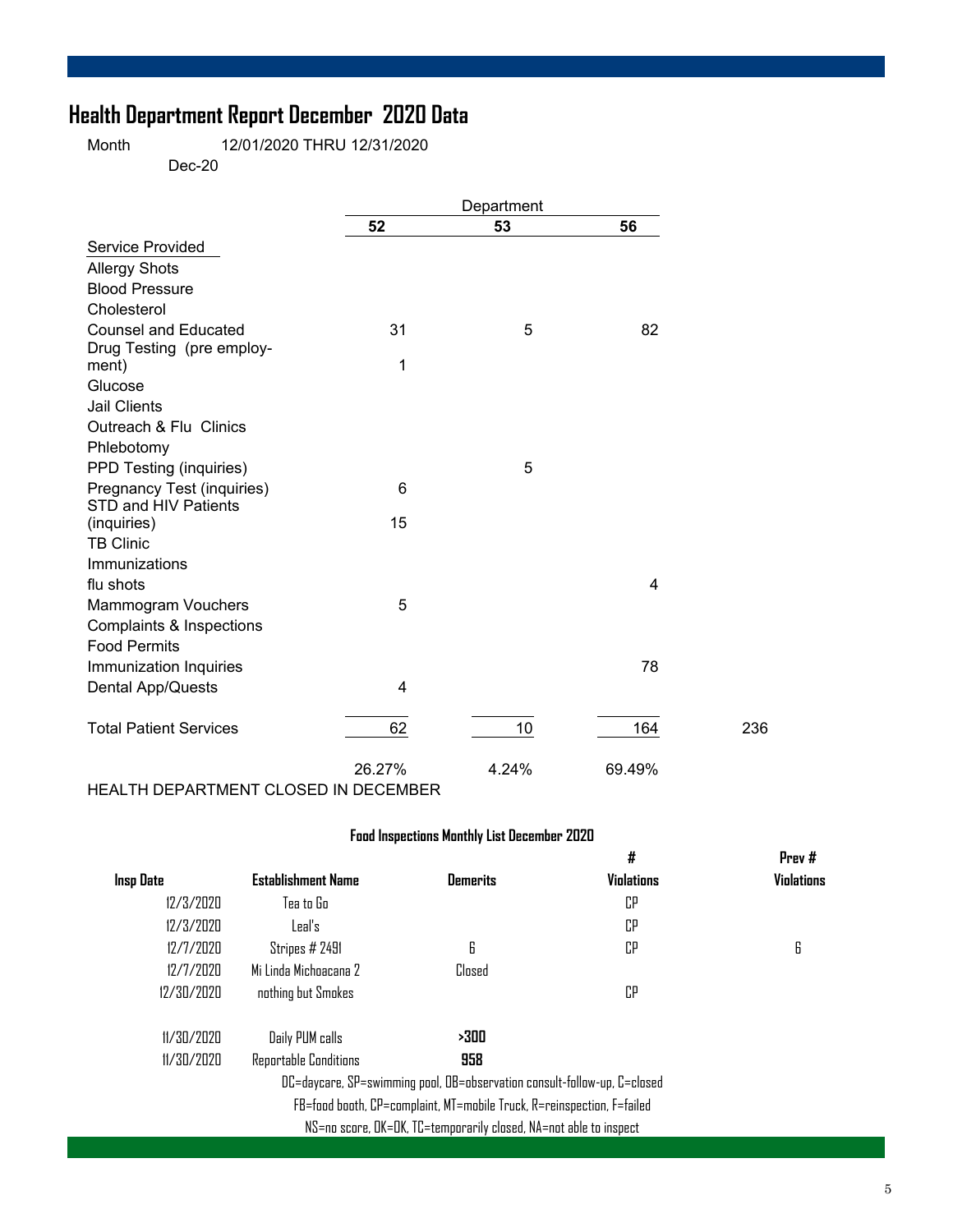# Health Department Report December 2020 Data

Month 12/01/2020 THRU 12/31/2020

Dec-20

| | Department | | | |
|---|---|---|---|---|
| | 52 | 53 | 56 | |
| Service Provided | | | | |
| Allergy Shots | | | | |
| Blood Pressure | | | | |
| Cholesterol | | | | |
| Counsel and Educated | 31 | 5 | 82 | |
| Drug Testing (pre employment) | 1 | | | |
| Glucose | | | | |
| Jail Clients | | | | |
| Outreach & Flu Clinics | | | | |
| Phlebotomy | | | | |
| PPD Testing (inquiries) | | 5 | | |
| Pregnancy Test (inquiries) | 6 | | | |
| STD and HIV Patients (inquiries) | 15 | | | |
| TB Clinic | | | | |
| Immunizations | | | | |
| flu shots | | | 4 | |
| Mammogram Vouchers | 5 | | | |
| Complaints & Inspections | | | | |
| Food Permits | | | | |
| Immunization Inquiries | | | 78 | |
| Dental App/Quests | 4 | | | |
| Total Patient Services | 62 | 10 | 164 | 236 |
| | 26.27% | 4.24% | 69.49% | |

HEALTH DEPARTMENT CLOSED IN DECEMBER

**Food Inspections Monthly List December 2020**

| Insp Date | Establishment Name | Demerits | # Violations | Prev # Violations |
|---|---|---|---|---|
| 12/3/2020 | Tea to Go | | CP | |
| 12/3/2020 | Leal's | | CP | |
| 12/7/2020 | Stripes # 2491 | 6 | CP | 6 |
| 12/7/2020 | Mi Linda Michoacana 2 | Closed | | |
| 12/30/2020 | nothing but Smokes | | CP | |
| | | | | |
| 11/30/2020 | Daily PUM calls | **>300** | | |
| 11/30/2020 | Reportable Conditions | **958** | | |

DC=daycare, SP=swimming pool, OB=observation consult-follow-up, C=closed

FB=food booth, CP=complaint, MT=mobile Truck, R=reinspection, F=failed

NS=no score, OK=OK, TC=temporarily closed, NA=not able to inspect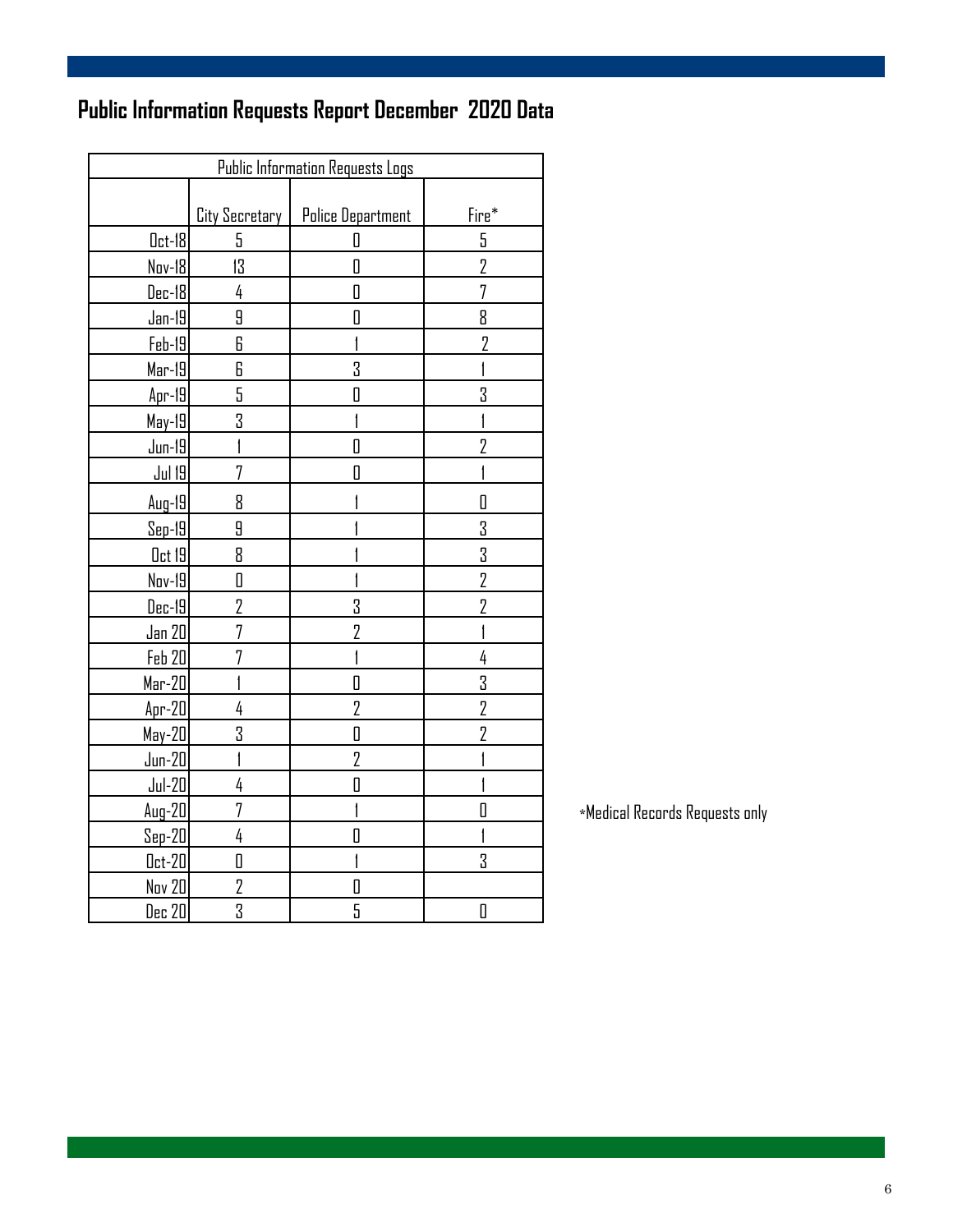# Public Information Requests Report December 2020 Data

| Public Information Requests Logs | | | |
|---|---|---|---|
| | City Secretary | Police Department | Fire* |
| Oct-18 | 5 | 0 | 5 |
| Nov-18 | 13 | 0 | 2 |
| Dec-18 | 4 | 0 | 7 |
| Jan-19 | 9 | 0 | 8 |
| Feb-19 | 6 | 1 | 2 |
| Mar-19 | 6 | 3 | 1 |
| Apr-19 | 5 | 0 | 3 |
| May-19 | 3 | 1 | 1 |
| Jun-19 | 1 | 0 | 2 |
| Jul 19 | 7 | 0 | 1 |
| Aug-19 | 8 | 1 | 0 |
| Sep-19 | 9 | 1 | 3 |
| Oct 19 | 8 | 1 | 3 |
| Nov-19 | 0 | 1 | 2 |
| Dec-19 | 2 | 3 | 2 |
| Jan 20 | 7 | 2 | 1 |
| Feb 20 | 7 | 1 | 4 |
| Mar-20 | 1 | 0 | 3 |
| Apr-20 | 4 | 2 | 2 |
| May-20 | 3 | 0 | 2 |
| Jun-20 | 1 | 2 | 1 |
| Jul-20 | 4 | 0 | 1 |
| Aug-20 | 7 | 1 | 0 |
| Sep-20 | 4 | 0 | 1 |
| Oct-20 | 0 | 1 | 3 |
| Nov 20 | 2 | 0 | |
| Dec 20 | 3 | 5 | 0 |

*Medical Records Requests only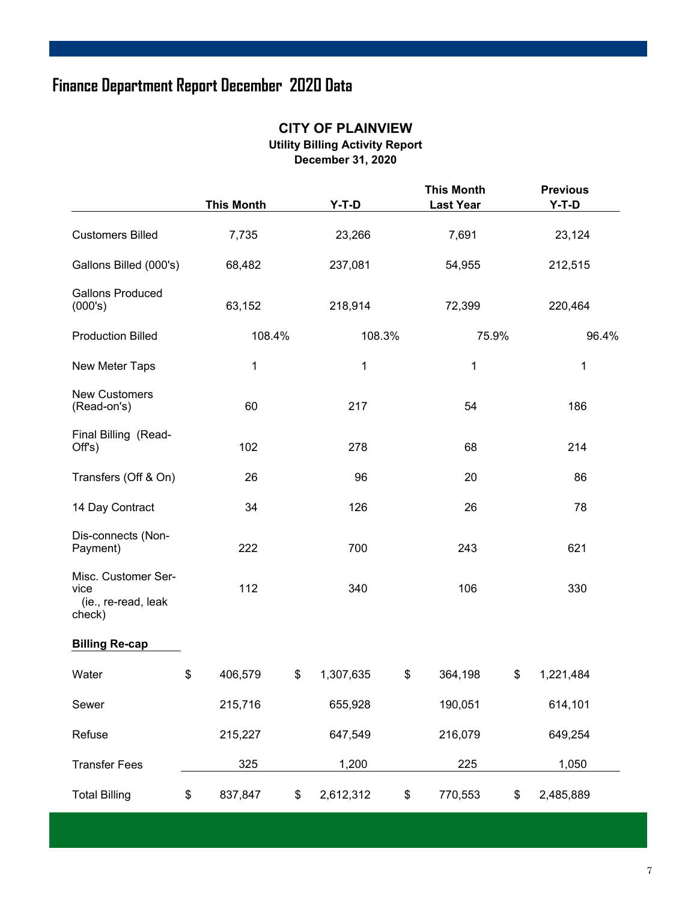# Finance Department Report December 2020 Data

## CITY OF PLAINVIEW

### Utility Billing Activity Report

### December 31, 2020

| | This Month | Y-T-D | This Month Last Year | Previous Y-T-D |
|---|---|---|---|---|
| Customers Billed | 7,735 | 23,266 | 7,691 | 23,124 |
| Gallons Billed (000's) | 68,482 | 237,081 | 54,955 | 212,515 |
| Gallons Produced (000's) | 63,152 | 218,914 | 72,399 | 220,464 |
| Production Billed | 108.4% | 108.3% | 75.9% | 96.4% |
| New Meter Taps | 1 | 1 | 1 | 1 |
| New Customers (Read-on's) | 60 | 217 | 54 | 186 |
| Final Billing (Read-Off's) | 102 | 278 | 68 | 214 |
| Transfers (Off & On) | 26 | 96 | 20 | 86 |
| 14 Day Contract | 34 | 126 | 26 | 78 |
| Dis-connects (Non-Payment) | 222 | 700 | 243 | 621 |
| Misc. Customer Service (ie., re-read, leak check) | 112 | 340 | 106 | 330 |
| **Billing Re-cap** | | | | |
| Water | $ 406,579 | $ 1,307,635 | $ 364,198 | $ 1,221,484 |
| Sewer | 215,716 | 655,928 | 190,051 | 614,101 |
| Refuse | 215,227 | 647,549 | 216,079 | 649,254 |
| Transfer Fees | 325 | 1,200 | 225 | 1,050 |
| Total Billing | $ 837,847 | $ 2,612,312 | $ 770,553 | $ 2,485,889 |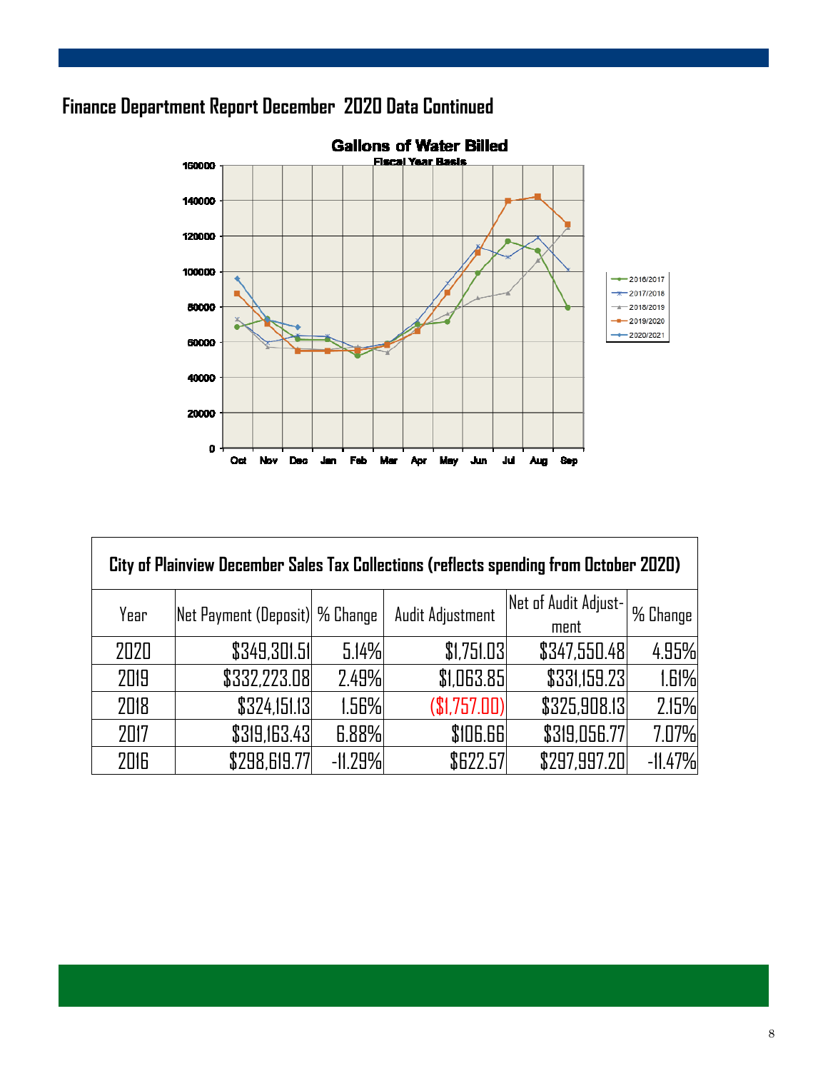## Finance Department Report December 2020 Data Continued

**Gallons of Water Billed**

Fiscal Year Basis

| City of Plainview December Sales Tax Collections (reflects spending from October 2020) | | | | | |
|---|---|---|---|---|---|
| Year | Net Payment (Deposit) | % Change | Audit Adjustment | Net of Audit Adjustment | % Change |
| 2020 | $349,301.51 | 5.14% | $1,751.03 | $347,550.48 | 4.95% |
| 2019 | $332,223.08 | 2.49% | $1,063.85 | $331,159.23 | 1.61% |
| 2018 | $324,151.13 | 1.56% | ($1,757.00) | $325,908.13 | 2.15% |
| 2017 | $319,163.43 | 6.88% | $106.66 | $319,056.77 | 7.07% |
| 2016 | $298,619.77 | -11.29% | $622.57 | $297,997.20 | -11.47% |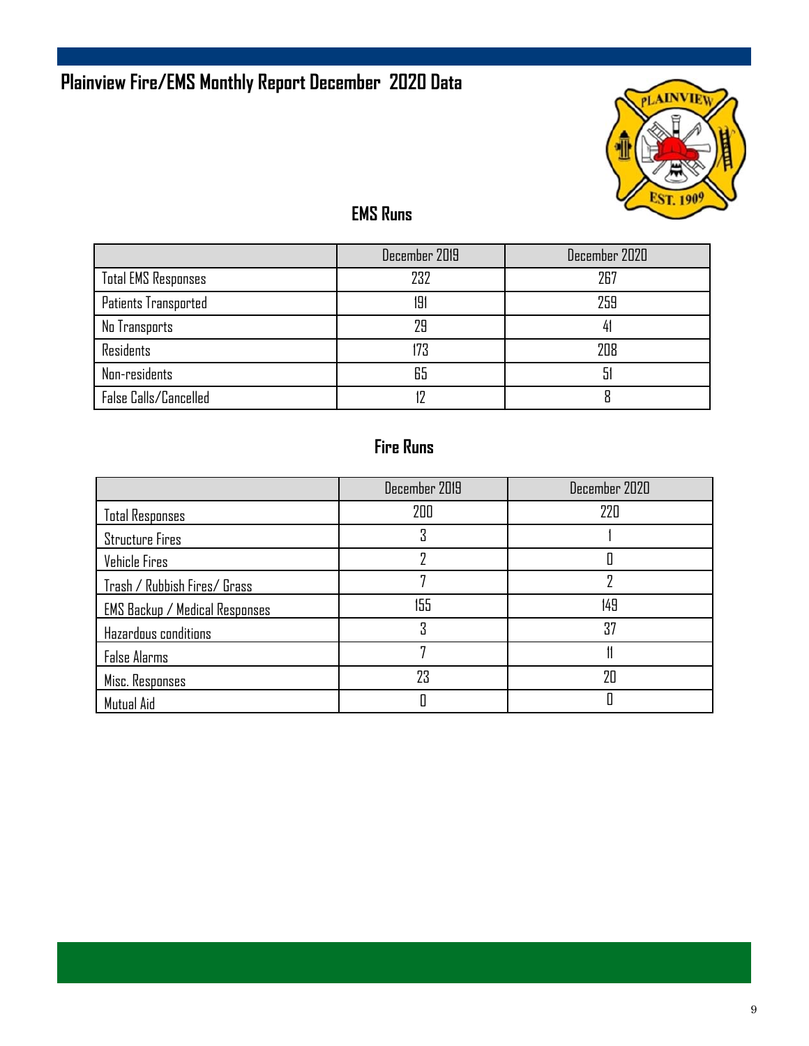# Plainview Fire/EMS Monthly Report December 2020 Data

## EMS Runs

| | December 2019 | December 2020 |
|---|---|---|
| Total EMS Responses | 232 | 267 |
| Patients Transported | 191 | 259 |
| No Transports | 29 | 41 |
| Residents | 173 | 208 |
| Non-residents | 65 | 51 |
| False Calls/Cancelled | 12 | 8 |

## Fire Runs

| | December 2019 | December 2020 |
|---|---|---|
| Total Responses | 200 | 220 |
| Structure Fires | 3 | 1 |
| Vehicle Fires | 2 | 0 |
| Trash / Rubbish Fires/ Grass | 7 | 2 |
| EMS Backup / Medical Responses | 155 | 149 |
| Hazardous conditions | 3 | 37 |
| False Alarms | 7 | 11 |
| Misc. Responses | 23 | 20 |
| Mutual Aid | 0 | 0 |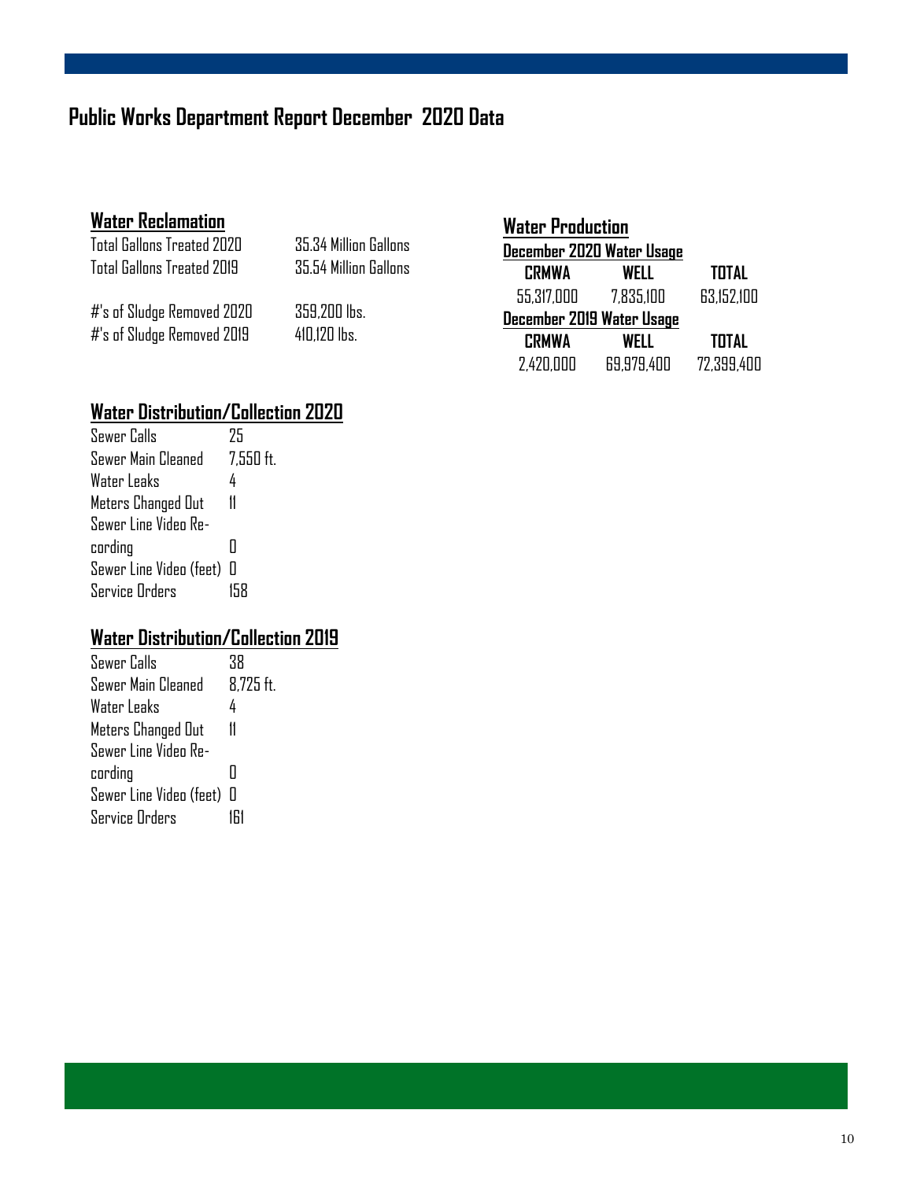# Public Works Department Report December 2020 Data

## Water Reclamation

| | |
|---|---|
| Total Gallons Treated 2020 | 35.34 Million Gallons |
| Total Gallons Treated 2019 | 35.54 Million Gallons |
| #'s of Sludge Removed 2020 | 359,200 lbs. |
| #'s of Sludge Removed 2019 | 410,120 lbs. |

## Water Distribution/Collection 2020

| | |
|---|---|
| Sewer Calls | 25 |
| Sewer Main Cleaned | 7,550 ft. |
| Water Leaks | 4 |
| Meters Changed Out | 11 |
| Sewer Line Video Recording | 0 |
| Sewer Line Video (feet) | 0 |
| Service Orders | 158 |

## Water Distribution/Collection 2019

| | |
|---|---|
| Sewer Calls | 38 |
| Sewer Main Cleaned | 8,725 ft. |
| Water Leaks | 4 |
| Meters Changed Out | 11 |
| Sewer Line Video Recording | 0 |
| Sewer Line Video (feet) | 0 |
| Service Orders | 161 |

## Water Production

**December 2020 Water Usage**

| CRMWA | WELL | TOTAL |
|---|---|---|
| 55,317,000 | 7,835,100 | 63,152,100 |

**December 2019 Water Usage**

| CRMWA | WELL | TOTAL |
|---|---|---|
| 2,420,000 | 69,979,400 | 72,399,400 |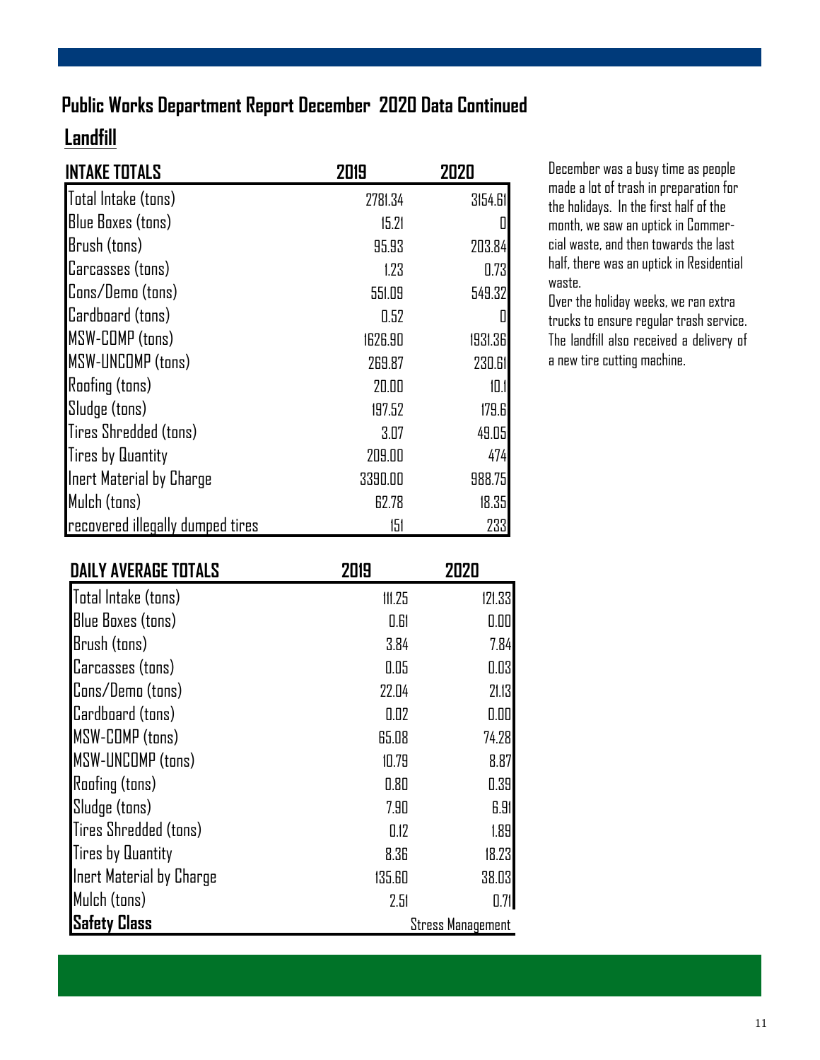## Public Works Department Report December 2020 Data Continued

### Landfill

| INTAKE TOTALS | 2019 | 2020 |
|---|---|---|
| Total Intake (tons) | 2781.34 | 3154.61 |
| Blue Boxes (tons) | 15.21 | 0 |
| Brush (tons) | 95.93 | 203.84 |
| Carcasses (tons) | 1.23 | 0.73 |
| Cons/Demo (tons) | 551.09 | 549.32 |
| Cardboard (tons) | 0.52 | 0 |
| MSW-COMP (tons) | 1626.90 | 1931.36 |
| MSW-UNCOMP (tons) | 269.87 | 230.61 |
| Roofing (tons) | 20.00 | 10.1 |
| Sludge (tons) | 197.52 | 179.6 |
| Tires Shredded (tons) | 3.07 | 49.05 |
| Tires by Quantity | 209.00 | 474 |
| Inert Material by Charge | 3390.00 | 988.75 |
| Mulch (tons) | 62.78 | 18.35 |
| recovered illegally dumped tires | 151 | 233 |

December was a busy time as people made a lot of trash in preparation for the holidays. In the first half of the month, we saw an uptick in Commercial waste, and then towards the last half, there was an uptick in Residential waste.

Over the holiday weeks, we ran extra trucks to ensure regular trash service. The landfill also received a delivery of a new tire cutting machine.

| DAILY AVERAGE TOTALS | 2019 | 2020 |
|---|---|---|
| Total Intake (tons) | 111.25 | 121.33 |
| Blue Boxes (tons) | 0.61 | 0.00 |
| Brush (tons) | 3.84 | 7.84 |
| Carcasses (tons) | 0.05 | 0.03 |
| Cons/Demo (tons) | 22.04 | 21.13 |
| Cardboard (tons) | 0.02 | 0.00 |
| MSW-COMP (tons) | 65.08 | 74.28 |
| MSW-UNCOMP (tons) | 10.79 | 8.87 |
| Roofing (tons) | 0.80 | 0.39 |
| Sludge (tons) | 7.90 | 6.91 |
| Tires Shredded (tons) | 0.12 | 1.89 |
| Tires by Quantity | 8.36 | 18.23 |
| Inert Material by Charge | 135.60 | 38.03 |
| Mulch (tons) | 2.51 | 0.71 |
| **Safety Class** | Stress Management | |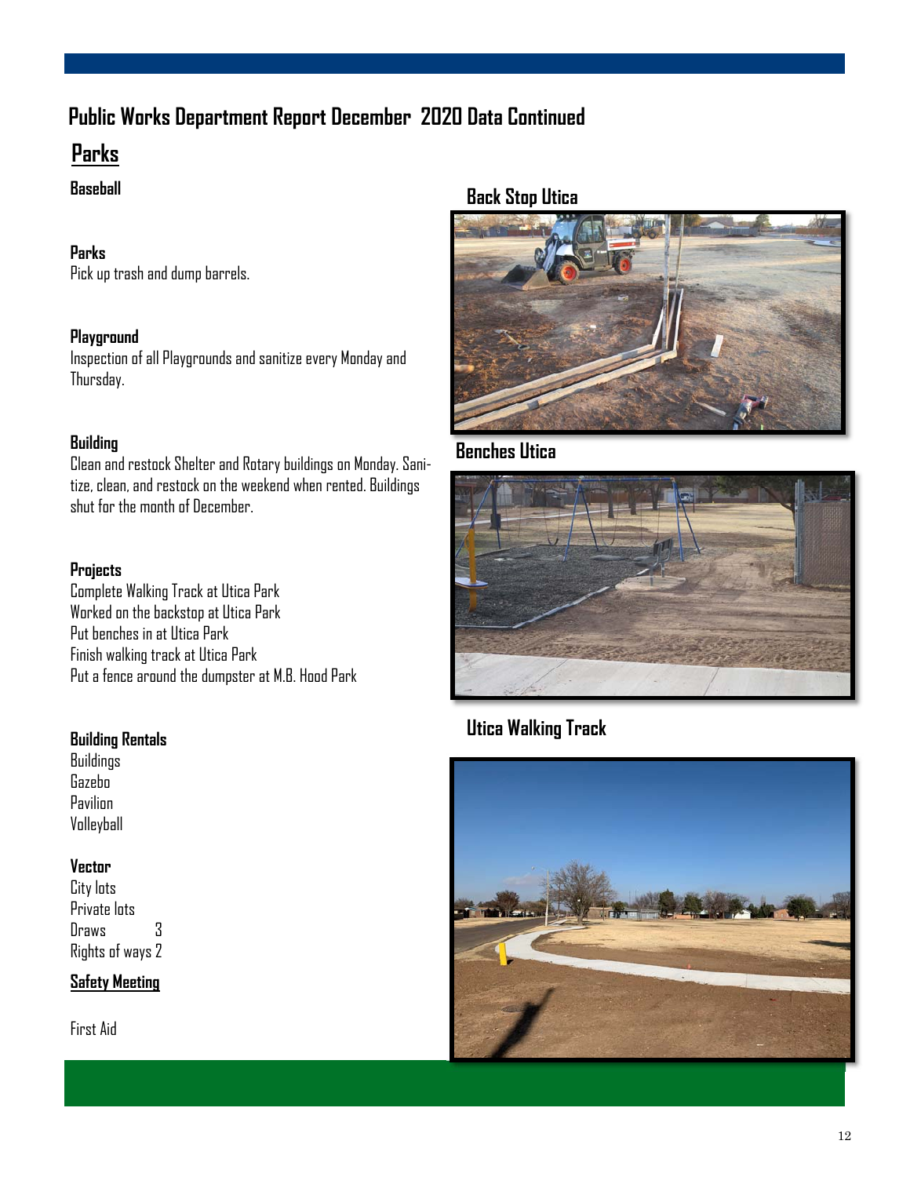# Public Works Department Report December 2020 Data Continued

## Parks

### Baseball

### Parks

Pick up trash and dump barrels.

### Playground

Inspection of all Playgrounds and sanitize every Monday and Thursday.

### Building

Clean and restock Shelter and Rotary buildings on Monday. Sanitize, clean, and restock on the weekend when rented. Buildings shut for the month of December.

### Projects

Complete Walking Track at Utica Park
Worked on the backstop at Utica Park
Put benches in at Utica Park
Finish walking track at Utica Park
Put a fence around the dumpster at M.B. Hood Park

### Building Rentals

Buildings
Gazebo
Pavilion
Volleyball

### Vector

City lots
Private lots
Draws 3
Rights of ways 2

### Safety Meeting

First Aid

**Back Stop Utica**

**Benches Utica**

**Utica Walking Track**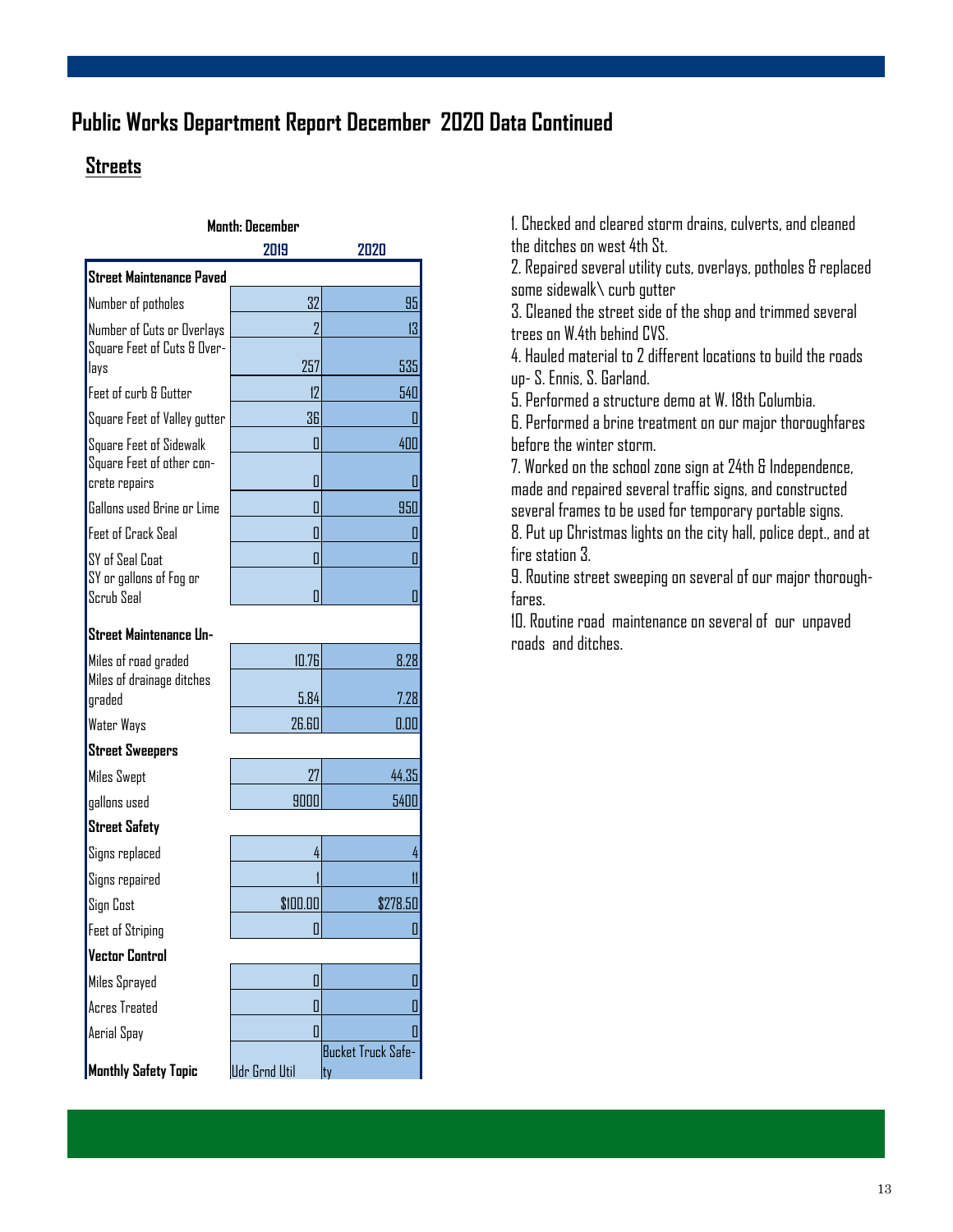# Public Works Department Report December 2020 Data Continued

## Streets

| Month: December | 2019 | 2020 |
|---|---|---|
| **Street Maintenance Paved** | | |
| Number of potholes | 32 | 95 |
| Number of Cuts or Overlays | 2 | 13 |
| Square Feet of Cuts & Overlays | 257 | 535 |
| Feet of curb & Gutter | 12 | 540 |
| Square Feet of Valley gutter | 36 | 0 |
| Square Feet of Sidewalk | 0 | 400 |
| Square Feet of other concrete repairs | 0 | 0 |
| Gallons used Brine or Lime | 0 | 950 |
| Feet of Crack Seal | 0 | 0 |
| SY of Seal Coat | 0 | 0 |
| SY or gallons of Fog or Scrub Seal | 0 | 0 |
| **Street Maintenance Un-** | | |
| Miles of road graded | 10.76 | 8.28 |
| Miles of drainage ditches graded | 5.84 | 7.28 |
| Water Ways | 26.60 | 0.00 |
| **Street Sweepers** | | |
| Miles Swept | 27 | 44.35 |
| gallons used | 9000 | 5400 |
| **Street Safety** | | |
| Signs replaced | 4 | 4 |
| Signs repaired | 1 | 11 |
| Sign Cost | $100.00 | $278.50 |
| Feet of Striping | 0 | 0 |
| **Vector Control** | | |
| Miles Sprayed | 0 | 0 |
| Acres Treated | 0 | 0 |
| Aerial Spay | 0 | 0 |
| **Monthly Safety Topic** | Udr Grnd Util | Bucket Truck Safety |

1. Checked and cleared storm drains, culverts, and cleaned the ditches on west 4th St.
2. Repaired several utility cuts, overlays, potholes & replaced some sidewalk\ curb gutter
3. Cleaned the street side of the shop and trimmed several trees on W.4th behind CVS.
4. Hauled material to 2 different locations to build the roads up- S. Ennis, S. Garland.
5. Performed a structure demo at W. 18th Columbia.
6. Performed a brine treatment on our major thoroughfares before the winter storm.
7. Worked on the school zone sign at 24th & Independence, made and repaired several traffic signs, and constructed several frames to be used for temporary portable signs.
8. Put up Christmas lights on the city hall, police dept., and at fire station 3.
9. Routine street sweeping on several of our major thoroughfares.
10. Routine road maintenance on several of our unpaved roads and ditches.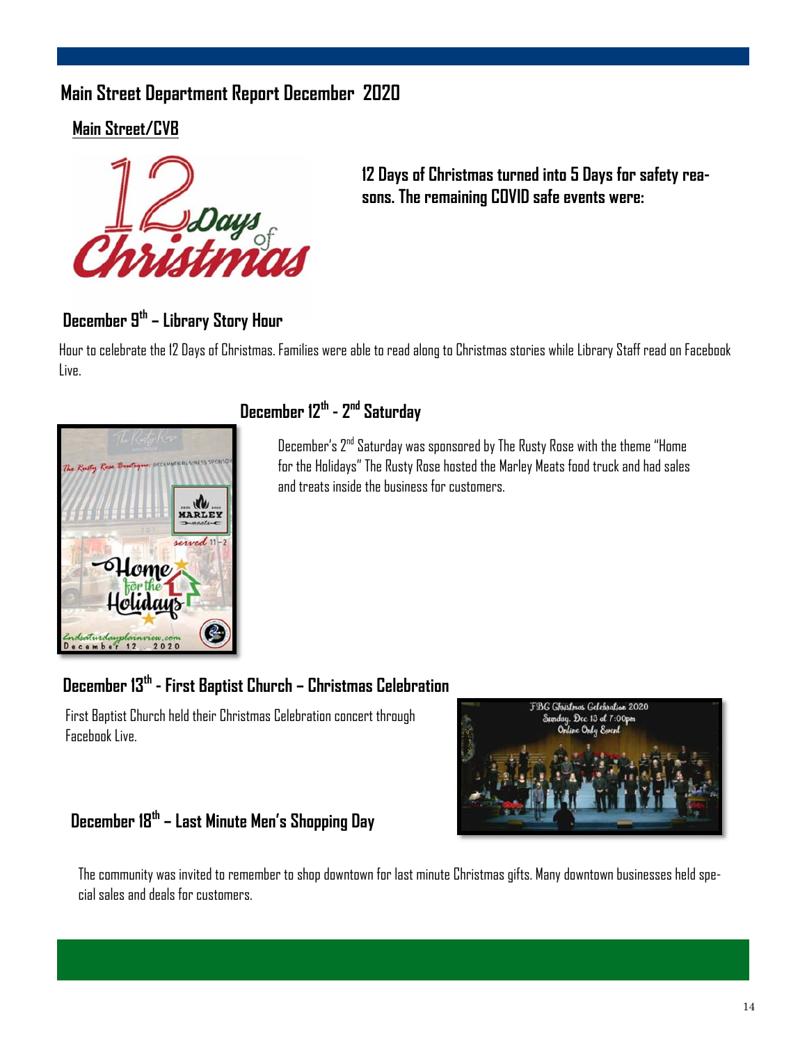# Main Street Department Report December 2020

## Main Street/CVB

**12 Days of Christmas turned into 5 Days for safety reasons. The remaining COVID safe events were:**

### December 9th – Library Story Hour

Hour to celebrate the 12 Days of Christmas. Families were able to read along to Christmas stories while Library Staff read on Facebook Live.

### December 12th - 2nd Saturday

December's 2nd Saturday was sponsored by The Rusty Rose with the theme "Home for the Holidays" The Rusty Rose hosted the Marley Meats food truck and had sales and treats inside the business for customers.

### December 13th - First Baptist Church – Christmas Celebration

First Baptist Church held their Christmas Celebration concert through Facebook Live.

### December 18th – Last Minute Men's Shopping Day

The community was invited to remember to shop downtown for last minute Christmas gifts. Many downtown businesses held special sales and deals for customers.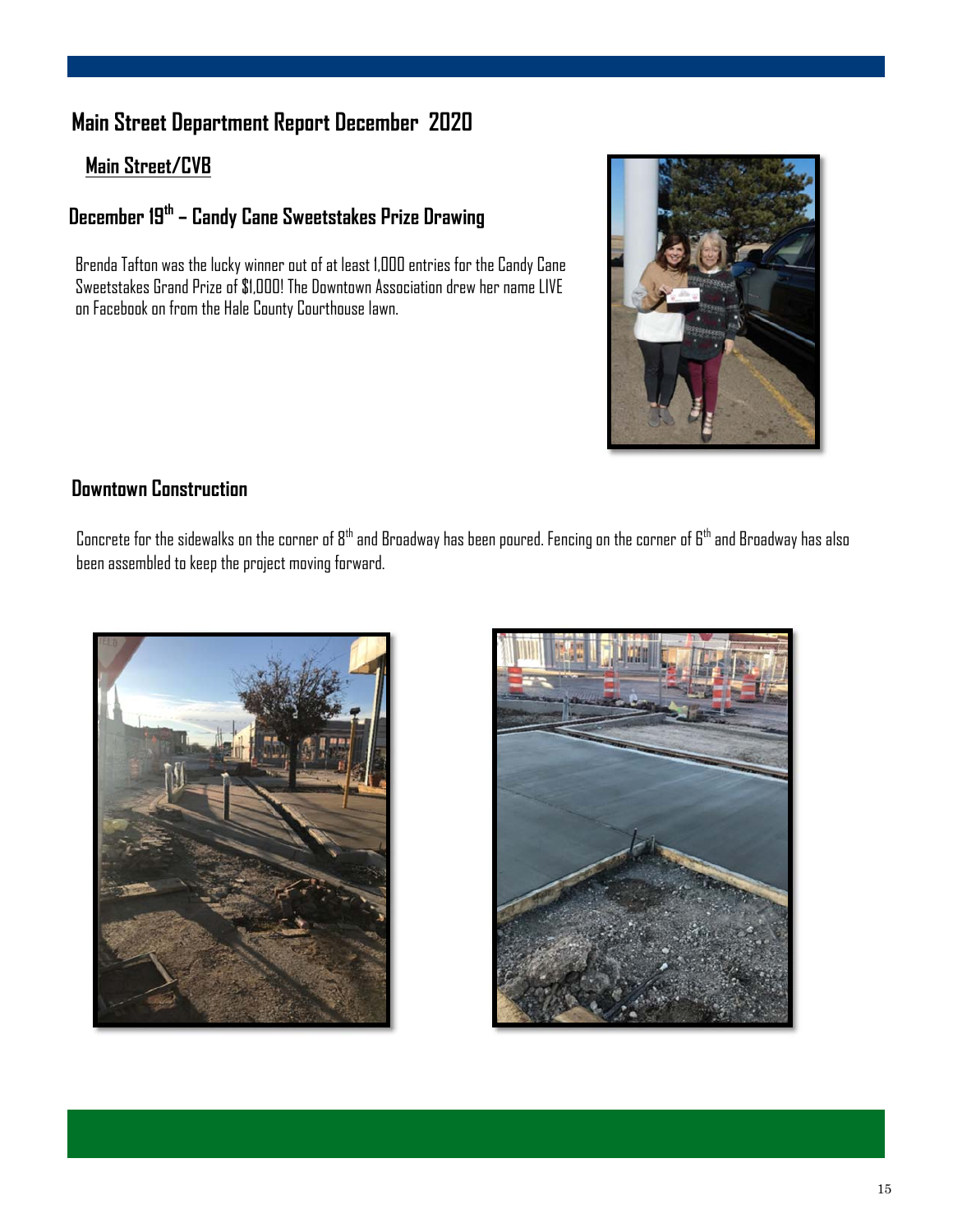# Main Street Department Report December 2020

## Main Street/CVB

### December 19th – Candy Cane Sweetstakes Prize Drawing

Brenda Tafton was the lucky winner out of at least 1,000 entries for the Candy Cane Sweetstakes Grand Prize of $1,000! The Downtown Association drew her name LIVE on Facebook on from the Hale County Courthouse lawn.

### Downtown Construction

Concrete for the sidewalks on the corner of 8th and Broadway has been poured. Fencing on the corner of 6th and Broadway has also been assembled to keep the project moving forward.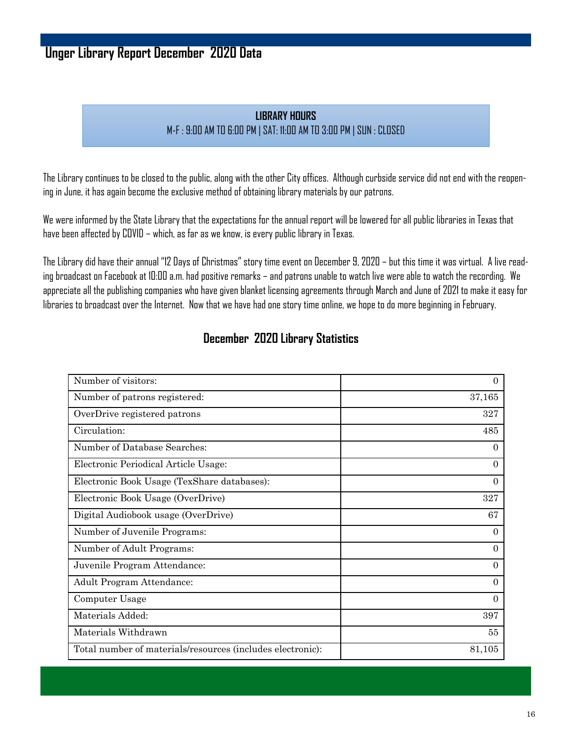# Unger Library Report December 2020 Data

**LIBRARY HOURS**

M-F : 9:00 AM TO 6:00 PM | SAT: 11:00 AM TO 3:00 PM | SUN : CLOSED

The Library continues to be closed to the public, along with the other City offices. Although curbside service did not end with the reopening in June, it has again become the exclusive method of obtaining library materials by our patrons.

We were informed by the State Library that the expectations for the annual report will be lowered for all public libraries in Texas that have been affected by COVID – which, as far as we know, is every public library in Texas.

The Library did have their annual "12 Days of Christmas" story time event on December 9, 2020 – but this time it was virtual. A live reading broadcast on Facebook at 10:00 a.m. had positive remarks – and patrons unable to watch live were able to watch the recording. We appreciate all the publishing companies who have given blanket licensing agreements through March and June of 2021 to make it easy for libraries to broadcast over the Internet. Now that we have had one story time online, we hope to do more beginning in February.

## December 2020 Library Statistics

| | |
|---|---:|
| Number of visitors: | 0 |
| Number of patrons registered: | 37,165 |
| OverDrive registered patrons | 327 |
| Circulation: | 485 |
| Number of Database Searches: | 0 |
| Electronic Periodical Article Usage: | 0 |
| Electronic Book Usage (TexShare databases): | 0 |
| Electronic Book Usage (OverDrive) | 327 |
| Digital Audiobook usage (OverDrive) | 67 |
| Number of Juvenile Programs: | 0 |
| Number of Adult Programs: | 0 |
| Juvenile Program Attendance: | 0 |
| Adult Program Attendance: | 0 |
| Computer Usage | 0 |
| Materials Added: | 397 |
| Materials Withdrawn | 55 |
| Total number of materials/resources (includes electronic): | 81,105 |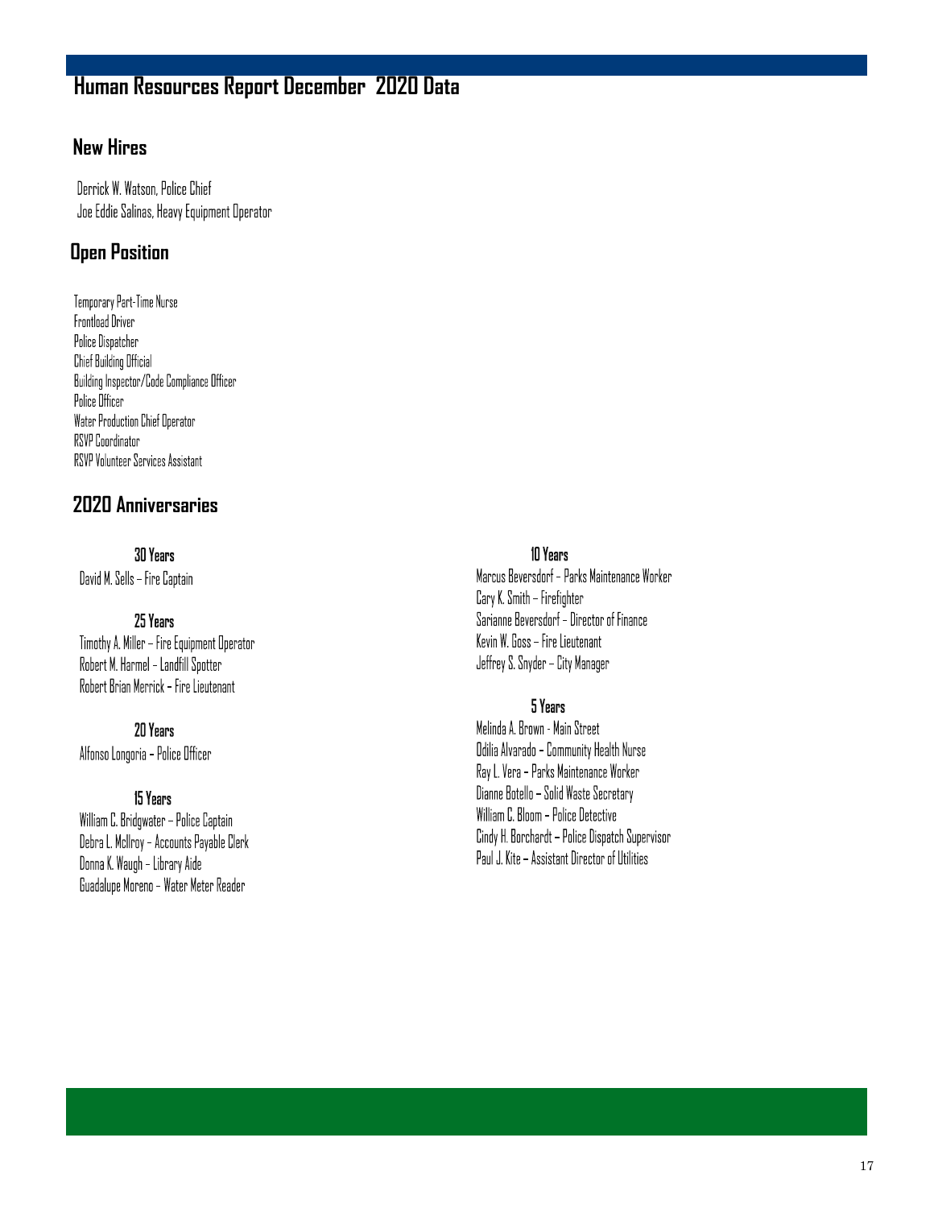# Human Resources Report December 2020 Data

## New Hires

Derrick W. Watson, Police Chief
Joe Eddie Salinas, Heavy Equipment Operator

## Open Position

Temporary Part-Time Nurse
Frontload Driver
Police Dispatcher
Chief Building Official
Building Inspector/Code Compliance Officer
Police Officer
Water Production Chief Operator
RSVP Coordinator
RSVP Volunteer Services Assistant

## 2020 Anniversaries

### 30 Years

David M. Sells – Fire Captain

### 25 Years

Timothy A. Miller – Fire Equipment Operator
Robert M. Harmel – Landfill Spotter
Robert Brian Merrick – Fire Lieutenant

### 20 Years

Alfonso Longoria – Police Officer

### 15 Years

William C. Bridgwater – Police Captain
Debra L. McIlroy – Accounts Payable Clerk
Donna K. Waugh – Library Aide
Guadalupe Moreno – Water Meter Reader

### 10 Years

Marcus Beversdorf – Parks Maintenance Worker
Cary K. Smith – Firefighter
Sarianne Beversdorf – Director of Finance
Kevin W. Goss – Fire Lieutenant
Jeffrey S. Snyder – City Manager

### 5 Years

Melinda A. Brown - Main Street
Odilia Alvarado – Community Health Nurse
Ray L. Vera – Parks Maintenance Worker
Dianne Botello – Solid Waste Secretary
William C. Bloom – Police Detective
Cindy H. Borchardt – Police Dispatch Supervisor
Paul J. Kite – Assistant Director of Utilities